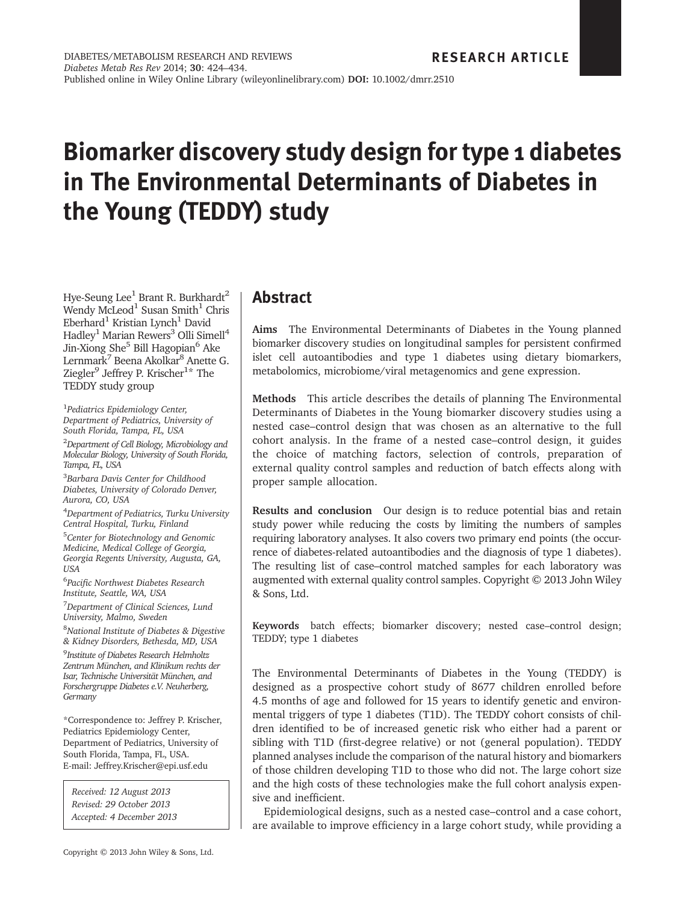RESEARCH ARTICLE

# Biomarker discovery study design for type 1 diabetes in The Environmental Determinants of Diabetes in the Young (TEDDY) study

Hye-Seung Lee[1] Brant R. Burkhardt[2] Wendy McLeod[1] Susan Smith[1] Chris Eberhard[1] Kristian Lynch[1] David Hadley[1] Marian Rewers[3] Olli Simell[4] Jin-Xiong She[5] Bill Hagopian[6] Ake Lernmark[7] Beena Akolkar[8] Anette G. Ziegler[9] Jeffrey P. Krischer[1]* The TEDDY study group

[1]*Pediatrics Epidemiology Center, Department of Pediatrics, University of South Florida, Tampa, FL, USA*

[2]*Department of Cell Biology, Microbiology and Molecular Biology, University of South Florida, Tampa, FL, USA*

[3]*Barbara Davis Center for Childhood Diabetes, University of Colorado Denver, Aurora, CO, USA*

[4]*Department of Pediatrics, Turku University Central Hospital, Turku, Finland*

[5]*Center for Biotechnology and Genomic Medicine, Medical College of Georgia, Georgia Regents University, Augusta, GA, USA*

[6]*Pacific Northwest Diabetes Research Institute, Seattle, WA, USA*

[7]*Department of Clinical Sciences, Lund University, Malmo, Sweden*

[8]*National Institute of Diabetes & Digestive & Kidney Disorders, Bethesda, MD, USA*

[9]*Institute of Diabetes Research Helmholtz Zentrum München, and Klinikum rechts der Isar, Technische Universität München, and Forschergruppe Diabetes e.V. Neuherberg, Germany*

*Correspondence to: Jeffrey P. Krischer, Pediatrics Epidemiology Center, Department of Pediatrics, University of South Florida, Tampa, FL, USA.
E-mail: Jeffrey.Krischer@epi.usf.edu

*Received: 12 August 2013*
*Revised: 29 October 2013*
*Accepted: 4 December 2013*

## Abstract

**Aims** The Environmental Determinants of Diabetes in the Young planned biomarker discovery studies on longitudinal samples for persistent confirmed islet cell autoantibodies and type 1 diabetes using dietary biomarkers, metabolomics, microbiome/viral metagenomics and gene expression.

**Methods** This article describes the details of planning The Environmental Determinants of Diabetes in the Young biomarker discovery studies using a nested case–control design that was chosen as an alternative to the full cohort analysis. In the frame of a nested case–control design, it guides the choice of matching factors, selection of controls, preparation of external quality control samples and reduction of batch effects along with proper sample allocation.

**Results and conclusion** Our design is to reduce potential bias and retain study power while reducing the costs by limiting the numbers of samples requiring laboratory analyses. It also covers two primary end points (the occurrence of diabetes-related autoantibodies and the diagnosis of type 1 diabetes). The resulting list of case–control matched samples for each laboratory was augmented with external quality control samples. Copyright © 2013 John Wiley & Sons, Ltd.

**Keywords** batch effects; biomarker discovery; nested case–control design; TEDDY; type 1 diabetes

The Environmental Determinants of Diabetes in the Young (TEDDY) is designed as a prospective cohort study of 8677 children enrolled before 4.5 months of age and followed for 15 years to identify genetic and environmental triggers of type 1 diabetes (T1D). The TEDDY cohort consists of children identified to be of increased genetic risk who either had a parent or sibling with T1D (first-degree relative) or not (general population). TEDDY planned analyses include the comparison of the natural history and biomarkers of those children developing T1D to those who did not. The large cohort size and the high costs of these technologies make the full cohort analysis expensive and inefficient.

Epidemiological designs, such as a nested case–control and a case cohort, are available to improve efficiency in a large cohort study, while providing a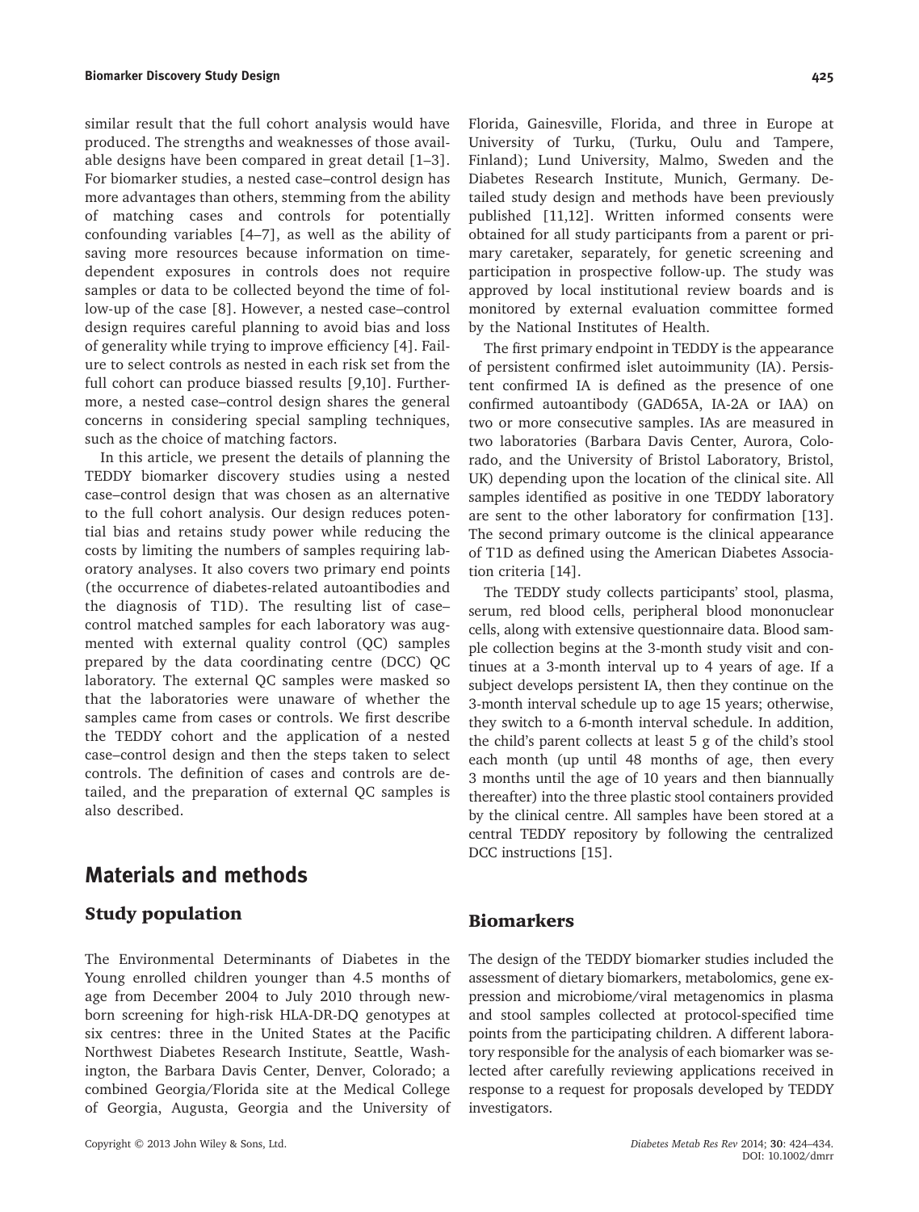similar result that the full cohort analysis would have produced. The strengths and weaknesses of those available designs have been compared in great detail [1–3]. For biomarker studies, a nested case–control design has more advantages than others, stemming from the ability of matching cases and controls for potentially confounding variables [4–7], as well as the ability of saving more resources because information on time-dependent exposures in controls does not require samples or data to be collected beyond the time of follow-up of the case [8]. However, a nested case–control design requires careful planning to avoid bias and loss of generality while trying to improve efficiency [4]. Failure to select controls as nested in each risk set from the full cohort can produce biassed results [9,10]. Furthermore, a nested case–control design shares the general concerns in considering special sampling techniques, such as the choice of matching factors.

In this article, we present the details of planning the TEDDY biomarker discovery studies using a nested case–control design that was chosen as an alternative to the full cohort analysis. Our design reduces potential bias and retains study power while reducing the costs by limiting the numbers of samples requiring laboratory analyses. It also covers two primary end points (the occurrence of diabetes-related autoantibodies and the diagnosis of T1D). The resulting list of case–control matched samples for each laboratory was augmented with external quality control (QC) samples prepared by the data coordinating centre (DCC) QC laboratory. The external QC samples were masked so that the laboratories were unaware of whether the samples came from cases or controls. We first describe the TEDDY cohort and the application of a nested case–control design and then the steps taken to select controls. The definition of cases and controls are detailed, and the preparation of external QC samples is also described.

## Materials and methods

### Study population

The Environmental Determinants of Diabetes in the Young enrolled children younger than 4.5 months of age from December 2004 to July 2010 through newborn screening for high-risk HLA-DR-DQ genotypes at six centres: three in the United States at the Pacific Northwest Diabetes Research Institute, Seattle, Washington, the Barbara Davis Center, Denver, Colorado; a combined Georgia/Florida site at the Medical College of Georgia, Augusta, Georgia and the University of Florida, Gainesville, Florida, and three in Europe at University of Turku, (Turku, Oulu and Tampere, Finland); Lund University, Malmo, Sweden and the Diabetes Research Institute, Munich, Germany. Detailed study design and methods have been previously published [11,12]. Written informed consents were obtained for all study participants from a parent or primary caretaker, separately, for genetic screening and participation in prospective follow-up. The study was approved by local institutional review boards and is monitored by external evaluation committee formed by the National Institutes of Health.

The first primary endpoint in TEDDY is the appearance of persistent confirmed islet autoimmunity (IA). Persistent confirmed IA is defined as the presence of one confirmed autoantibody (GAD65A, IA-2A or IAA) on two or more consecutive samples. IAs are measured in two laboratories (Barbara Davis Center, Aurora, Colorado, and the University of Bristol Laboratory, Bristol, UK) depending upon the location of the clinical site. All samples identified as positive in one TEDDY laboratory are sent to the other laboratory for confirmation [13]. The second primary outcome is the clinical appearance of T1D as defined using the American Diabetes Association criteria [14].

The TEDDY study collects participants' stool, plasma, serum, red blood cells, peripheral blood mononuclear cells, along with extensive questionnaire data. Blood sample collection begins at the 3-month study visit and continues at a 3-month interval up to 4 years of age. If a subject develops persistent IA, then they continue on the 3-month interval schedule up to age 15 years; otherwise, they switch to a 6-month interval schedule. In addition, the child's parent collects at least 5 g of the child's stool each month (up until 48 months of age, then every 3 months until the age of 10 years and then biannually thereafter) into the three plastic stool containers provided by the clinical centre. All samples have been stored at a central TEDDY repository by following the centralized DCC instructions [15].

### Biomarkers

The design of the TEDDY biomarker studies included the assessment of dietary biomarkers, metabolomics, gene expression and microbiome/viral metagenomics in plasma and stool samples collected at protocol-specified time points from the participating children. A different laboratory responsible for the analysis of each biomarker was selected after carefully reviewing applications received in response to a request for proposals developed by TEDDY investigators.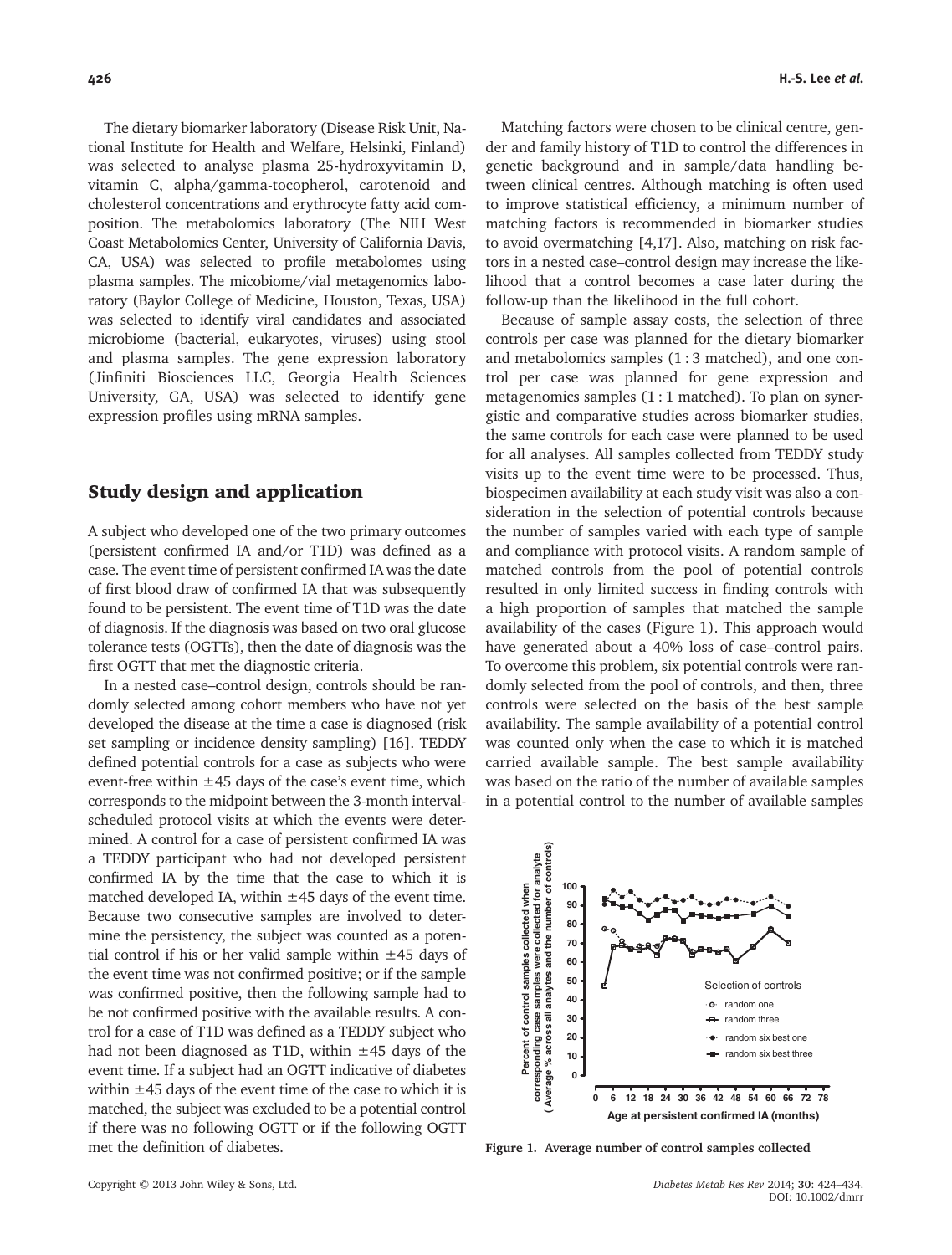The dietary biomarker laboratory (Disease Risk Unit, National Institute for Health and Welfare, Helsinki, Finland) was selected to analyse plasma 25-hydroxyvitamin D, vitamin C, alpha/gamma-tocopherol, carotenoid and cholesterol concentrations and erythrocyte fatty acid composition. The metabolomics laboratory (The NIH West Coast Metabolomics Center, University of California Davis, CA, USA) was selected to profile metabolomes using plasma samples. The micobiome/vial metagenomics laboratory (Baylor College of Medicine, Houston, Texas, USA) was selected to identify viral candidates and associated microbiome (bacterial, eukaryotes, viruses) using stool and plasma samples. The gene expression laboratory (Jinfiniti Biosciences LLC, Georgia Health Sciences University, GA, USA) was selected to identify gene expression profiles using mRNA samples.

## Study design and application

A subject who developed one of the two primary outcomes (persistent confirmed IA and/or T1D) was defined as a case. The event time of persistent confirmed IA was the date of first blood draw of confirmed IA that was subsequently found to be persistent. The event time of T1D was the date of diagnosis. If the diagnosis was based on two oral glucose tolerance tests (OGTTs), then the date of diagnosis was the first OGTT that met the diagnostic criteria.

In a nested case–control design, controls should be randomly selected among cohort members who have not yet developed the disease at the time a case is diagnosed (risk set sampling or incidence density sampling) [16]. TEDDY defined potential controls for a case as subjects who were event-free within ±45 days of the case's event time, which corresponds to the midpoint between the 3-month interval-scheduled protocol visits at which the events were determined. A control for a case of persistent confirmed IA was a TEDDY participant who had not developed persistent confirmed IA by the time that the case to which it is matched developed IA, within ±45 days of the event time. Because two consecutive samples are involved to determine the persistency, the subject was counted as a potential control if his or her valid sample within ±45 days of the event time was not confirmed positive; or if the sample was confirmed positive, then the following sample had to be not confirmed positive with the available results. A control for a case of T1D was defined as a TEDDY subject who had not been diagnosed as T1D, within ±45 days of the event time. If a subject had an OGTT indicative of diabetes within ±45 days of the event time of the case to which it is matched, the subject was excluded to be a potential control if there was no following OGTT or if the following OGTT met the definition of diabetes.

Matching factors were chosen to be clinical centre, gender and family history of T1D to control the differences in genetic background and in sample/data handling between clinical centres. Although matching is often used to improve statistical efficiency, a minimum number of matching factors is recommended in biomarker studies to avoid overmatching [4,17]. Also, matching on risk factors in a nested case–control design may increase the likelihood that a control becomes a case later during the follow-up than the likelihood in the full cohort.

Because of sample assay costs, the selection of three controls per case was planned for the dietary biomarker and metabolomics samples (1 : 3 matched), and one control per case was planned for gene expression and metagenomics samples (1 : 1 matched). To plan on synergistic and comparative studies across biomarker studies, the same controls for each case were planned to be used for all analyses. All samples collected from TEDDY study visits up to the event time were to be processed. Thus, biospecimen availability at each study visit was also a consideration in the selection of potential controls because the number of samples varied with each type of sample and compliance with protocol visits. A random sample of matched controls from the pool of potential controls resulted in only limited success in finding controls with a high proportion of samples that matched the sample availability of the cases (Figure 1). This approach would have generated about a 40% loss of case–control pairs. To overcome this problem, six potential controls were randomly selected from the pool of controls, and then, three controls were selected on the basis of the best sample availability. The sample availability of a potential control was counted only when the case to which it is matched carried available sample. The best sample availability was based on the ratio of the number of available samples in a potential control to the number of available samples

**Figure 1. Average number of control samples collected**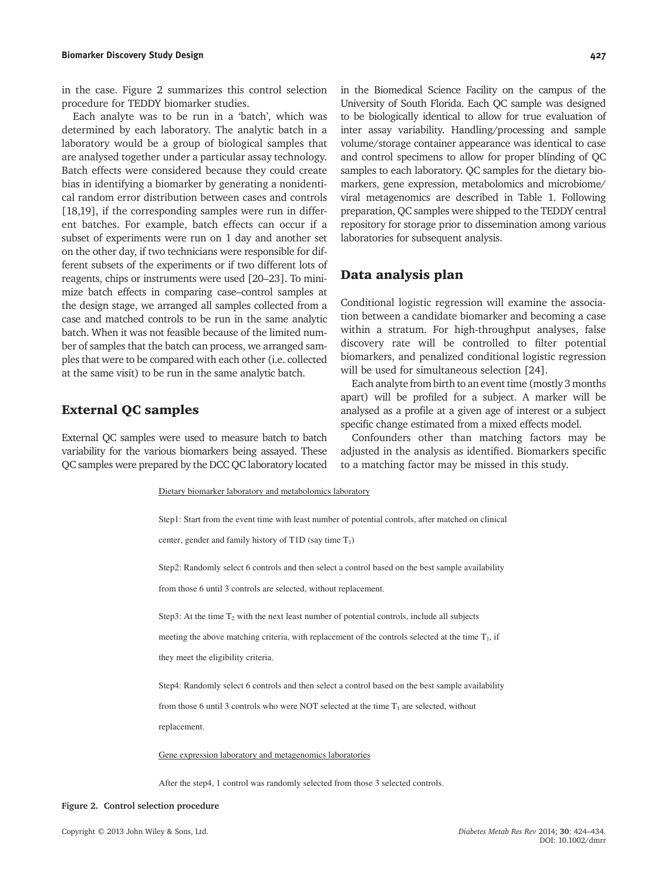in the case. Figure 2 summarizes this control selection procedure for TEDDY biomarker studies.

Each analyte was to be run in a 'batch', which was determined by each laboratory. The analytic batch in a laboratory would be a group of biological samples that are analysed together under a particular assay technology. Batch effects were considered because they could create bias in identifying a biomarker by generating a nonidentical random error distribution between cases and controls [18,19], if the corresponding samples were run in different batches. For example, batch effects can occur if a subset of experiments were run on 1 day and another set on the other day, if two technicians were responsible for different subsets of the experiments or if two different lots of reagents, chips or instruments were used [20–23]. To minimize batch effects in comparing case–control samples at the design stage, we arranged all samples collected from a case and matched controls to be run in the same analytic batch. When it was not feasible because of the limited number of samples that the batch can process, we arranged samples that were to be compared with each other (i.e. collected at the same visit) to be run in the same analytic batch.

## External QC samples

External QC samples were used to measure batch to batch variability for the various biomarkers being assayed. These QC samples were prepared by the DCC QC laboratory located in the Biomedical Science Facility on the campus of the University of South Florida. Each QC sample was designed to be biologically identical to allow for true evaluation of inter assay variability. Handling/processing and sample volume/storage container appearance was identical to case and control specimens to allow for proper blinding of QC samples to each laboratory. QC samples for the dietary biomarkers, gene expression, metabolomics and microbiome/viral metagenomics are described in Table 1. Following preparation, QC samples were shipped to the TEDDY central repository for storage prior to dissemination among various laboratories for subsequent analysis.

## Data analysis plan

Conditional logistic regression will examine the association between a candidate biomarker and becoming a case within a stratum. For high-throughput analyses, false discovery rate will be controlled to filter potential biomarkers, and penalized conditional logistic regression will be used for simultaneous selection [24].

Each analyte from birth to an event time (mostly 3 months apart) will be profiled for a subject. A marker will be analysed as a profile at a given age of interest or a subject specific change estimated from a mixed effects model.

Confounders other than matching factors may be adjusted in the analysis as identified. Biomarkers specific to a matching factor may be missed in this study.

Dietary biomarker laboratory and metabolomics laboratory

Step1: Start from the event time with least number of potential controls, after matched on clinical center, gender and family history of T1D (say time $T_1$)

Step2: Randomly select 6 controls and then select a control based on the best sample availability from those 6 until 3 controls are selected, without replacement.

Step3: At the time $T_2$ with the next least number of potential controls, include all subjects meeting the above matching criteria, with replacement of the controls selected at the time $T_1$, if they meet the eligibility criteria.

Step4: Randomly select 6 controls and then select a control based on the best sample availability from those 6 until 3 controls who were NOT selected at the time $T_1$ are selected, without replacement.

Gene expression laboratory and metagenomics laboratories

After the step4, 1 control was randomly selected from those 3 selected controls.

**Figure 2. Control selection procedure**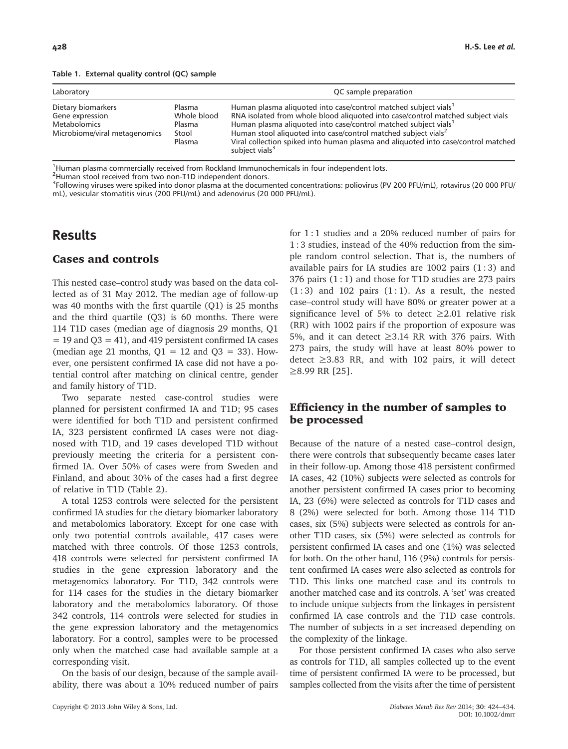**Table 1. External quality control (QC) sample**

| Laboratory | | QC sample preparation |
|---|---|---|
| Dietary biomarkers | Plasma | Human plasma aliquoted into case/control matched subject vials[1] |
| Gene expression | Whole blood | RNA isolated from whole blood aliquoted into case/control matched subject vials |
| Metabolomics | Plasma | Human plasma aliquoted into case/control matched subject vials[1] |
| Microbiome/viral metagenomics | Stool | Human stool aliquoted into case/control matched subject vials[2] |
| | Plasma | Viral collection spiked into human plasma and aliquoted into case/control matched subject vials[3] |

[1]Human plasma commercially received from Rockland Immunochemicals in four independent lots.
[2]Human stool received from two non-T1D independent donors.
[3]Following viruses were spiked into donor plasma at the documented concentrations: poliovirus (PV 200 PFU/mL), rotavirus (20 000 PFU/mL), vesicular stomatitis virus (200 PFU/mL) and adenovirus (20 000 PFU/mL).

# Results

## Cases and controls

This nested case–control study was based on the data collected as of 31 May 2012. The median age of follow-up was 40 months with the first quartile (Q1) is 25 months and the third quartile (Q3) is 60 months. There were 114 T1D cases (median age of diagnosis 29 months, Q1 = 19 and Q3 = 41), and 419 persistent confirmed IA cases (median age 21 months, Q1 = 12 and Q3 = 33). However, one persistent confirmed IA case did not have a potential control after matching on clinical centre, gender and family history of T1D.

Two separate nested case-control studies were planned for persistent confirmed IA and T1D; 95 cases were identified for both T1D and persistent confirmed IA, 323 persistent confirmed IA cases were not diagnosed with T1D, and 19 cases developed T1D without previously meeting the criteria for a persistent confirmed IA. Over 50% of cases were from Sweden and Finland, and about 30% of the cases had a first degree of relative in T1D (Table 2).

A total 1253 controls were selected for the persistent confirmed IA studies for the dietary biomarker laboratory and metabolomics laboratory. Except for one case with only two potential controls available, 417 cases were matched with three controls. Of those 1253 controls, 418 controls were selected for persistent confirmed IA studies in the gene expression laboratory and the metagenomics laboratory. For T1D, 342 controls were for 114 cases for the studies in the dietary biomarker laboratory and the metabolomics laboratory. Of those 342 controls, 114 controls were selected for studies in the gene expression laboratory and the metagenomics laboratory. For a control, samples were to be processed only when the matched case had available sample at a corresponding visit.

On the basis of our design, because of the sample availability, there was about a 10% reduced number of pairs for 1 : 1 studies and a 20% reduced number of pairs for 1 : 3 studies, instead of the 40% reduction from the simple random control selection. That is, the numbers of available pairs for IA studies are 1002 pairs (1 : 3) and 376 pairs (1 : 1) and those for T1D studies are 273 pairs (1 : 3) and 102 pairs (1 : 1). As a result, the nested case–control study will have 80% or greater power at a significance level of 5% to detect ≥2.01 relative risk (RR) with 1002 pairs if the proportion of exposure was 5%, and it can detect ≥3.14 RR with 376 pairs. With 273 pairs, the study will have at least 80% power to detect ≥3.83 RR, and with 102 pairs, it will detect ≥8.99 RR [25].

## Efficiency in the number of samples to be processed

Because of the nature of a nested case–control design, there were controls that subsequently became cases later in their follow-up. Among those 418 persistent confirmed IA cases, 42 (10%) subjects were selected as controls for another persistent confirmed IA cases prior to becoming IA, 23 (6%) were selected as controls for T1D cases and 8 (2%) were selected for both. Among those 114 T1D cases, six (5%) subjects were selected as controls for another T1D cases, six (5%) were selected as controls for persistent confirmed IA cases and one (1%) was selected for both. On the other hand, 116 (9%) controls for persistent confirmed IA cases were also selected as controls for T1D. This links one matched case and its controls to another matched case and its controls. A 'set' was created to include unique subjects from the linkages in persistent confirmed IA case controls and the T1D case controls. The number of subjects in a set increased depending on the complexity of the linkage.

For those persistent confirmed IA cases who also serve as controls for T1D, all samples collected up to the event time of persistent confirmed IA were to be processed, but samples collected from the visits after the time of persistent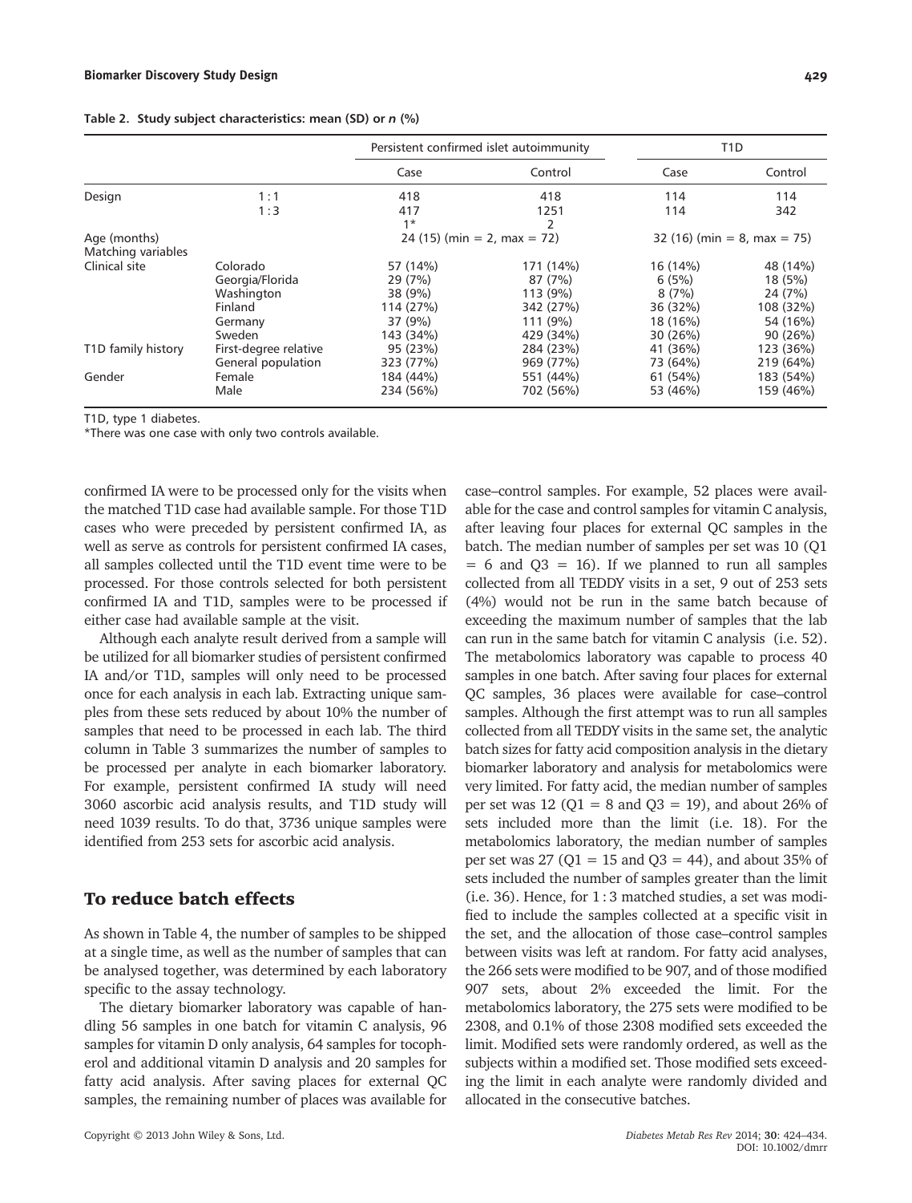**Table 2. Study subject characteristics: mean (SD) or *n* (%)**

| | | Persistent confirmed islet autoimmunity | | T1D | |
|---|---|---|---|---|---|
| | | Case | Control | Case | Control |
| Design | 1 : 1 | 418 | 418 | 114 | 114 |
| | 1 : 3 | 417 | 1251 | 114 | 342 |
| | | 1* | 2 | | |
| Age (months) | | 24 (15) (min = 2, max = 72) | | 32 (16) (min = 8, max = 75) | |
| Matching variables | | | | | |
| Clinical site | Colorado | 57 (14%) | 171 (14%) | 16 (14%) | 48 (14%) |
| | Georgia/Florida | 29 (7%) | 87 (7%) | 6 (5%) | 18 (5%) |
| | Washington | 38 (9%) | 113 (9%) | 8 (7%) | 24 (7%) |
| | Finland | 114 (27%) | 342 (27%) | 36 (32%) | 108 (32%) |
| | Germany | 37 (9%) | 111 (9%) | 18 (16%) | 54 (16%) |
| | Sweden | 143 (34%) | 429 (34%) | 30 (26%) | 90 (26%) |
| T1D family history | First-degree relative | 95 (23%) | 284 (23%) | 41 (36%) | 123 (36%) |
| | General population | 323 (77%) | 969 (77%) | 73 (64%) | 219 (64%) |
| Gender | Female | 184 (44%) | 551 (44%) | 61 (54%) | 183 (54%) |
| | Male | 234 (56%) | 702 (56%) | 53 (46%) | 159 (46%) |

T1D, type 1 diabetes.
*There was one case with only two controls available.

confirmed IA were to be processed only for the visits when the matched T1D case had available sample. For those T1D cases who were preceded by persistent confirmed IA, as well as serve as controls for persistent confirmed IA cases, all samples collected until the T1D event time were to be processed. For those controls selected for both persistent confirmed IA and T1D, samples were to be processed if either case had available sample at the visit.

Although each analyte result derived from a sample will be utilized for all biomarker studies of persistent confirmed IA and/or T1D, samples will only need to be processed once for each analysis in each lab. Extracting unique samples from these sets reduced by about 10% the number of samples that need to be processed in each lab. The third column in Table 3 summarizes the number of samples to be processed per analyte in each biomarker laboratory. For example, persistent confirmed IA study will need 3060 ascorbic acid analysis results, and T1D study will need 1039 results. To do that, 3736 unique samples were identified from 253 sets for ascorbic acid analysis.

## To reduce batch effects

As shown in Table 4, the number of samples to be shipped at a single time, as well as the number of samples that can be analysed together, was determined by each laboratory specific to the assay technology.

The dietary biomarker laboratory was capable of handling 56 samples in one batch for vitamin C analysis, 96 samples for vitamin D only analysis, 64 samples for tocopherol and additional vitamin D analysis and 20 samples for fatty acid analysis. After saving places for external QC samples, the remaining number of places was available for case–control samples. For example, 52 places were available for the case and control samples for vitamin C analysis, after leaving four places for external QC samples in the batch. The median number of samples per set was 10 (Q1 = 6 and Q3 = 16). If we planned to run all samples collected from all TEDDY visits in a set, 9 out of 253 sets (4%) would not be run in the same batch because of exceeding the maximum number of samples that the lab can run in the same batch for vitamin C analysis (i.e. 52). The metabolomics laboratory was capable to process 40 samples in one batch. After saving four places for external QC samples, 36 places were available for case–control samples. Although the first attempt was to run all samples collected from all TEDDY visits in the same set, the analytic batch sizes for fatty acid composition analysis in the dietary biomarker laboratory and analysis for metabolomics were very limited. For fatty acid, the median number of samples per set was 12 (Q1 = 8 and Q3 = 19), and about 26% of sets included more than the limit (i.e. 18). For the metabolomics laboratory, the median number of samples per set was 27 (Q1 = 15 and Q3 = 44), and about 35% of sets included the number of samples greater than the limit (i.e. 36). Hence, for 1 : 3 matched studies, a set was modified to include the samples collected at a specific visit in the set, and the allocation of those case–control samples between visits was left at random. For fatty acid analyses, the 266 sets were modified to be 907, and of those modified 907 sets, about 2% exceeded the limit. For the metabolomics laboratory, the 275 sets were modified to be 2308, and 0.1% of those 2308 modified sets exceeded the limit. Modified sets were randomly ordered, as well as the subjects within a modified set. Those modified sets exceeding the limit in each analyte were randomly divided and allocated in the consecutive batches.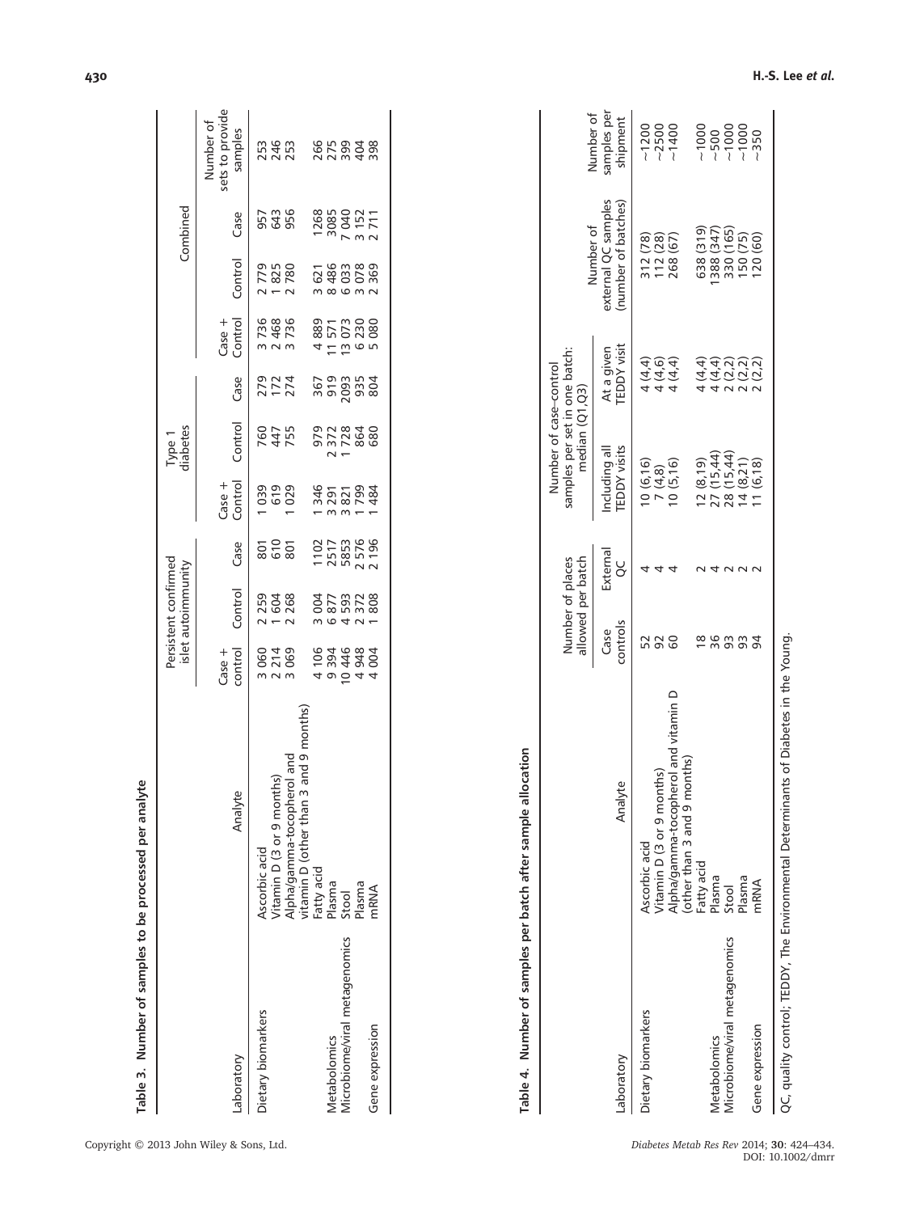**Table 3. Number of samples to be processed per analyte**

| Laboratory | Analyte | Persistent confirmed islet autoimmunity | | | Type 1 diabetes | | | Combined | | | Number of sets to provide samples |
|---|---|---|---|---|---|---|---|---|---|---|---|
| | | Case + control | Control | Case | Case + Control | Control | Case | Case + Control | Control | Case | |
| Dietary biomarkers | Ascorbic acid | 3 060 | 2 259 | 801 | 1 039 | 760 | 279 | 3 736 | 2 779 | 957 | 253 |
| | Vitamin D (3 or 9 months) | 2 214 | 1 604 | 610 | 619 | 447 | 172 | 2 468 | 1 825 | 643 | 246 |
| | Alpha/gamma-tocopherol and vitamin D (other than 3 and 9 months) | 3 069 | 2 268 | 801 | 1 029 | 755 | 274 | 3 736 | 2 780 | 956 | 253 |
| Metabolomics | Fatty acid | 4 106 | 3 004 | 1102 | 1 346 | 979 | 367 | 4 889 | 3 621 | 1268 | 266 |
| | Plasma | 9 394 | 6 877 | 2517 | 3 291 | 2 372 | 919 | 11 571 | 8 486 | 3085 | 275 |
| Microbiome/viral metagenomics | Stool | 10 446 | 4 593 | 5853 | 3 821 | 1 728 | 2093 | 13 073 | 6 033 | 7 040 | 399 |
| | Plasma | 4 948 | 2 372 | 2 576 | 1 799 | 864 | 935 | 6 230 | 3 078 | 3 152 | 404 |
| Gene expression | mRNA | 4 004 | 1 808 | 2 196 | 1 484 | 680 | 804 | 5 080 | 2 369 | 2 711 | 398 |

**Table 4. Number of samples per batch after sample allocation**

| Laboratory | Analyte | Number of places allowed per batch | | Number of case–control samples per set in one batch: median (Q1,Q3) | | Number of external QC samples (number of batches) | Number of samples per shipment |
|---|---|---|---|---|---|---|---|
| | | Case controls | External QC | Including all TEDDY visits | At a given TEDDY visit | | |
| Dietary biomarkers | Ascorbic acid | 52 | 4 | 10 (6,16) | 4 (4,4) | 312 (78) | ~1200 |
| | Vitamin D (3 or 9 months) | 92 | 4 | 7 (4,8) | 4 (4,6) | 112 (28) | ~2500 |
| | Alpha/gamma-tocopherol and vitamin D (other than 3 and 9 months) | 60 | 4 | 10 (5,16) | 4 (4,4) | 268 (67) | ~1400 |
| Metabolomics | Fatty acid | 18 | 2 | 12 (8,19) | 4 (4,4) | 638 (319) | ~1000 |
| | Plasma | 36 | 4 | 27 (15,44) | 4 (4,4) | 1388 (347) | ~500 |
| Microbiome/viral metagenomics | Stool | 93 | 2 | 28 (15,44) | 2 (2,2) | 330 (165) | ~1000 |
| | Plasma | 93 | 2 | 14 (8,21) | 2 (2,2) | 150 (75) | ~1000 |
| Gene expression | mRNA | 94 | 2 | 11 (6,18) | 2 (2,2) | 120 (60) | ~350 |

QC, quality control; TEDDY, The Environmental Determinants of Diabetes in the Young.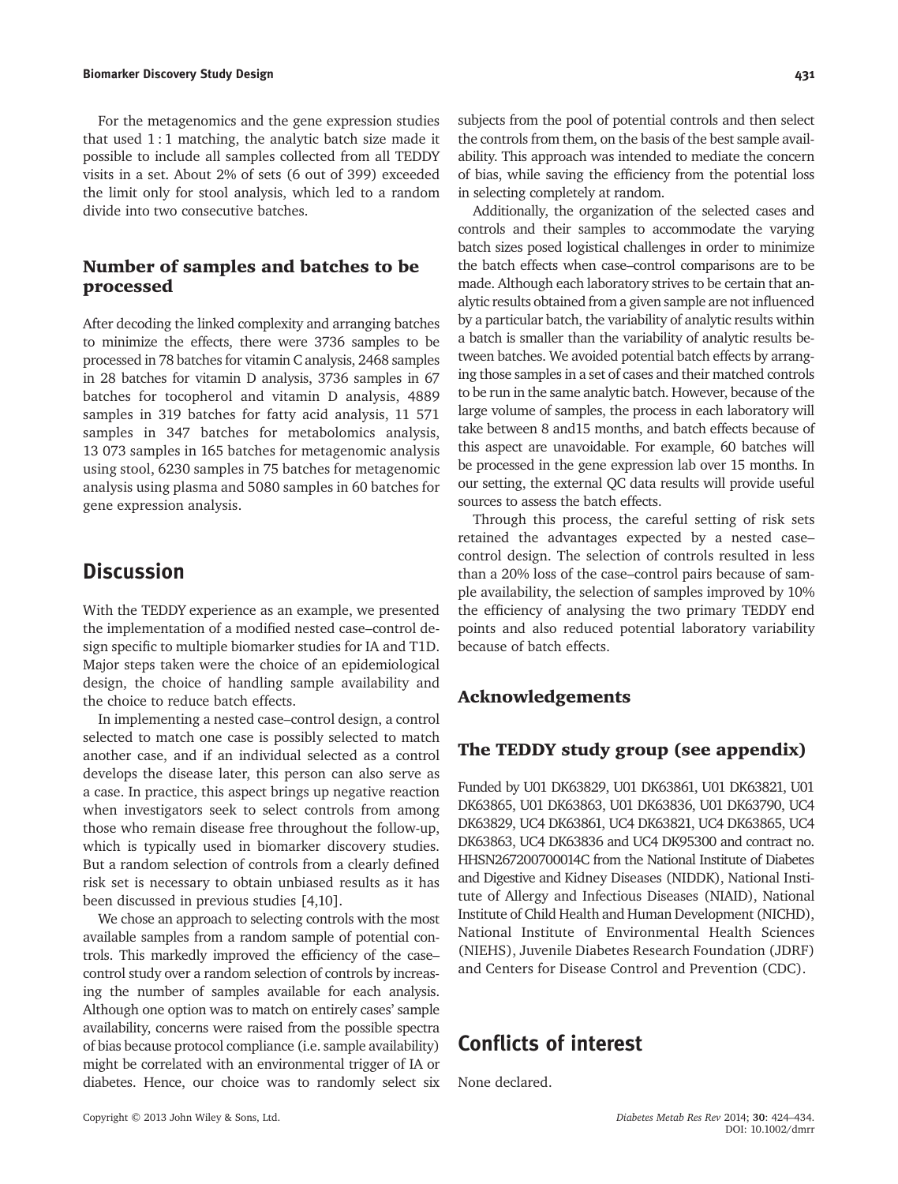For the metagenomics and the gene expression studies that used 1 : 1 matching, the analytic batch size made it possible to include all samples collected from all TEDDY visits in a set. About 2% of sets (6 out of 399) exceeded the limit only for stool analysis, which led to a random divide into two consecutive batches.

## Number of samples and batches to be processed

After decoding the linked complexity and arranging batches to minimize the effects, there were 3736 samples to be processed in 78 batches for vitamin C analysis, 2468 samples in 28 batches for vitamin D analysis, 3736 samples in 67 batches for tocopherol and vitamin D analysis, 4889 samples in 319 batches for fatty acid analysis, 11 571 samples in 347 batches for metabolomics analysis, 13 073 samples in 165 batches for metagenomic analysis using stool, 6230 samples in 75 batches for metagenomic analysis using plasma and 5080 samples in 60 batches for gene expression analysis.

# Discussion

With the TEDDY experience as an example, we presented the implementation of a modified nested case–control design specific to multiple biomarker studies for IA and T1D. Major steps taken were the choice of an epidemiological design, the choice of handling sample availability and the choice to reduce batch effects.

In implementing a nested case–control design, a control selected to match one case is possibly selected to match another case, and if an individual selected as a control develops the disease later, this person can also serve as a case. In practice, this aspect brings up negative reaction when investigators seek to select controls from among those who remain disease free throughout the follow-up, which is typically used in biomarker discovery studies. But a random selection of controls from a clearly defined risk set is necessary to obtain unbiased results as it has been discussed in previous studies [4,10].

We chose an approach to selecting controls with the most available samples from a random sample of potential controls. This markedly improved the efficiency of the case–control study over a random selection of controls by increasing the number of samples available for each analysis. Although one option was to match on entirely cases' sample availability, concerns were raised from the possible spectra of bias because protocol compliance (i.e. sample availability) might be correlated with an environmental trigger of IA or diabetes. Hence, our choice was to randomly select six subjects from the pool of potential controls and then select the controls from them, on the basis of the best sample availability. This approach was intended to mediate the concern of bias, while saving the efficiency from the potential loss in selecting completely at random.

Additionally, the organization of the selected cases and controls and their samples to accommodate the varying batch sizes posed logistical challenges in order to minimize the batch effects when case–control comparisons are to be made. Although each laboratory strives to be certain that analytic results obtained from a given sample are not influenced by a particular batch, the variability of analytic results within a batch is smaller than the variability of analytic results between batches. We avoided potential batch effects by arranging those samples in a set of cases and their matched controls to be run in the same analytic batch. However, because of the large volume of samples, the process in each laboratory will take between 8 and15 months, and batch effects because of this aspect are unavoidable. For example, 60 batches will be processed in the gene expression lab over 15 months. In our setting, the external QC data results will provide useful sources to assess the batch effects.

Through this process, the careful setting of risk sets retained the advantages expected by a nested case–control design. The selection of controls resulted in less than a 20% loss of the case–control pairs because of sample availability, the selection of samples improved by 10% the efficiency of analysing the two primary TEDDY end points and also reduced potential laboratory variability because of batch effects.

## Acknowledgements

## The TEDDY study group (see appendix)

Funded by U01 DK63829, U01 DK63861, U01 DK63821, U01 DK63865, U01 DK63863, U01 DK63836, U01 DK63790, UC4 DK63829, UC4 DK63861, UC4 DK63821, UC4 DK63865, UC4 DK63863, UC4 DK63836 and UC4 DK95300 and contract no. HHSN267200700014C from the National Institute of Diabetes and Digestive and Kidney Diseases (NIDDK), National Institute of Allergy and Infectious Diseases (NIAID), National Institute of Child Health and Human Development (NICHD), National Institute of Environmental Health Sciences (NIEHS), Juvenile Diabetes Research Foundation (JDRF) and Centers for Disease Control and Prevention (CDC).

# Conflicts of interest

None declared.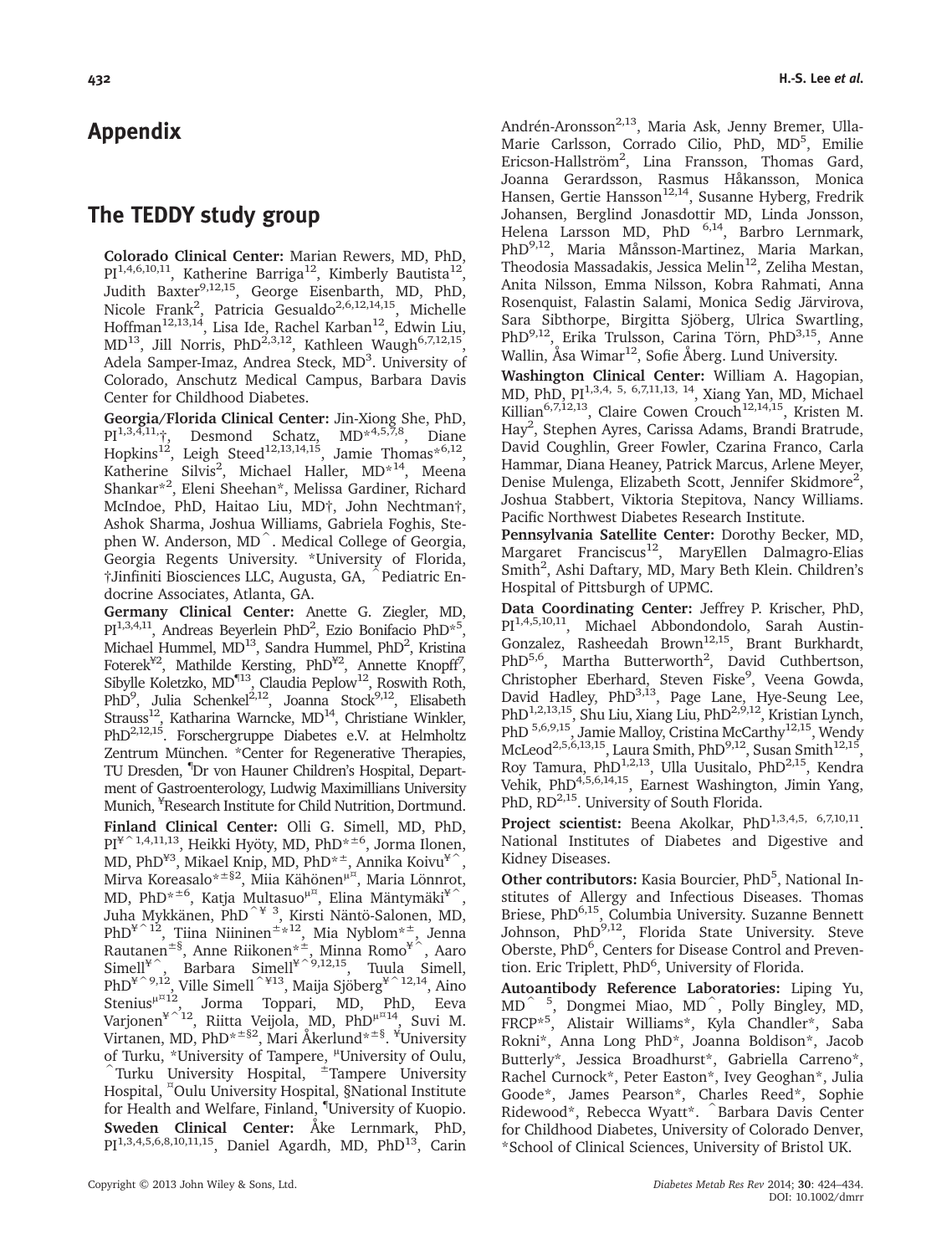# Appendix

## The TEDDY study group

**Colorado Clinical Center:** Marian Rewers, MD, PhD, PI[1,4,6,10,11], Katherine Barriga[12], Kimberly Bautista[12], Judith Baxter[9,12,15], George Eisenbarth, MD, PhD, Nicole Frank[2], Patricia Gesualdo[2,6,12,14,15], Michelle Hoffman[12,13,14], Lisa Ide, Rachel Karban[12], Edwin Liu, MD[13], Jill Norris, PhD[2,3,12], Kathleen Waugh[6,7,12,15], Adela Samper-Imaz, Andrea Steck, MD[3]. University of Colorado, Anschutz Medical Campus, Barbara Davis Center for Childhood Diabetes.

**Georgia/Florida Clinical Center:** Jin-Xiong She, PhD, PI[1,3,4,11],†, Desmond Schatz, MD*[4,5,7,8], Diane Hopkins[12], Leigh Steed[12,13,14,15], Jamie Thomas*[6,12], Katherine Silvis[2], Michael Haller, MD*[14], Meena Shankar*[2], Eleni Sheehan*, Melissa Gardiner, Richard McIndoe, PhD, Haitao Liu, MD†, John Nechtman†, Ashok Sharma, Joshua Williams, Gabriela Foghis, Stephen W. Anderson, MD^. Medical College of Georgia, Georgia Regents University. *University of Florida, †Jinfiniti Biosciences LLC, Augusta, GA, ^Pediatric Endocrine Associates, Atlanta, GA.

**Germany Clinical Center:** Anette G. Ziegler, MD, PI[1,3,4,11], Andreas Beyerlein PhD[2], Ezio Bonifacio PhD*[5], Michael Hummel, MD[13], Sandra Hummel, PhD[2], Kristina Foterek[¥2], Mathilde Kersting, PhD[¥2], Annette Knopff[7], Sibylle Koletzko, MD[¶13], Claudia Peplow[12], Roswith Roth, PhD[9], Julia Schenkel[2,12], Joanna Stock[9,12], Elisabeth Strauss[12], Katharina Warncke, MD[14], Christiane Winkler, PhD[2,12,15]. Forschergruppe Diabetes e.V. at Helmholtz Zentrum München. *Center for Regenerative Therapies, TU Dresden, ¶Dr von Hauner Children's Hospital, Department of Gastroenterology, Ludwig Maximillians University Munich, ¥Research Institute for Child Nutrition, Dortmund.

**Finland Clinical Center:** Olli G. Simell, MD, PhD, PI[¥^1,4,11,13], Heikki Hyöty, MD, PhD*[±6], Jorma Ilonen, MD, PhD[¥¤3], Mikael Knip, MD, PhD*[±], Annika Koivu[¥^], Mirva Koreasalo*[±§2], Miia Kähönen[μ¤], Maria Lönnrot, MD, PhD*[±6], Katja Multasuo[μ¤], Elina Mäntymäki[¥^], Juha Mykkänen, PhD[^¥ 3], Kirsti Näntö-Salonen, MD, PhD[¥^12], Tiina Niininen[±]*[12], Mia Nyblom*[±], Jenna Rautanen[±§], Anne Riikonen*[±], Minna Romo[¥^], Aaro Simell[¥^], Barbara Simell[¥^9,12,15], Tuula Simell, PhD[¥^9,12], Ville Simell[^¥13], Maija Sjöberg[¥^12,14], Aino Stenius[μ¤12], Jorma Toppari, MD, PhD, Eeva Varjonen[¥^12], Riitta Veijola, MD, PhD[μ¤14], Suvi M. Virtanen, MD, PhD*[±§2], Mari Åkerlund*[±§]. ¥University of Turku, *University of Tampere, μUniversity of Oulu, ^Turku University Hospital, ±Tampere University Hospital, ¤Oulu University Hospital, §National Institute for Health and Welfare, Finland, ¶University of Kuopio.

**Sweden Clinical Center:** Åke Lernmark, PhD, PI[1,3,4,5,6,8,10,11,15], Daniel Agardh, MD, PhD[13], Carin Andrén-Aronsson[2,13], Maria Ask, Jenny Bremer, Ulla-Marie Carlsson, Corrado Cilio, PhD, MD[5], Emilie Ericson-Hallström[2], Lina Fransson, Thomas Gard, Joanna Gerardsson, Rasmus Håkansson, Monica Hansen, Gertie Hansson[12,14], Susanne Hyberg, Fredrik Johansen, Berglind Jonasdottir MD, Linda Jonsson, Helena Larsson MD, PhD [6,14], Barbro Lernmark, PhD[9,12], Maria Månsson-Martinez, Maria Markan, Theodosia Massadakis, Jessica Melin[12], Zeliha Mestan, Anita Nilsson, Emma Nilsson, Kobra Rahmati, Anna Rosenquist, Falastin Salami, Monica Sedig Järvirova, Sara Sibthorpe, Birgitta Sjöberg, Ulrica Swartling, PhD[9,12], Erika Trulsson, Carina Törn, PhD[3,15], Anne Wallin, Åsa Wimar[12], Sofie Åberg. Lund University.

**Washington Clinical Center:** William A. Hagopian, MD, PhD, PI[1,3,4, 5, 6,7,11,13, 14], Xiang Yan, MD, Michael Killian[6,7,12,13], Claire Cowen Crouch[12,14,15], Kristen M. Hay[2], Stephen Ayres, Carissa Adams, Brandi Bratrude, David Coughlin, Greer Fowler, Czarina Franco, Carla Hammar, Diana Heaney, Patrick Marcus, Arlene Meyer, Denise Mulenga, Elizabeth Scott, Jennifer Skidmore[2], Joshua Stabbert, Viktoria Stepitova, Nancy Williams. Pacific Northwest Diabetes Research Institute.

**Pennsylvania Satellite Center:** Dorothy Becker, MD, Margaret Franciscus[12], MaryEllen Dalmagro-Elias Smith[2], Ashi Daftary, MD, Mary Beth Klein. Children's Hospital of Pittsburgh of UPMC.

**Data Coordinating Center:** Jeffrey P. Krischer, PhD, PI[1,4,5,10,11], Michael Abbondondolo, Sarah Austin-Gonzalez, Rasheedah Brown[12,15], Brant Burkhardt, PhD[5,6], Martha Butterworth[2], David Cuthbertson, Christopher Eberhard, Steven Fiske[9], Veena Gowda, David Hadley, PhD[3,13], Page Lane, Hye-Seung Lee, PhD[1,2,13,15], Shu Liu, Xiang Liu, PhD[2,9,12], Kristian Lynch, PhD [5,6,9,15], Jamie Malloy, Cristina McCarthy[12,15], Wendy McLeod[2,5,6,13,15], Laura Smith, PhD[9,12], Susan Smith[12,15], Roy Tamura, PhD[1,2,13], Ulla Uusitalo, PhD[2,15], Kendra Vehik, PhD[4,5,6,14,15], Earnest Washington, Jimin Yang, PhD, RD[2,15]. University of South Florida.

**Project scientist:** Beena Akolkar, PhD[1,3,4, 5, 6,7,10,11]. National Institutes of Diabetes and Digestive and Kidney Diseases.

**Other contributors:** Kasia Bourcier, PhD[5], National Institutes of Allergy and Infectious Diseases. Thomas Briese, PhD[6,15], Columbia University. Suzanne Bennett Johnson, PhD[9,12], Florida State University. Steve Oberste, PhD[6], Centers for Disease Control and Prevention. Eric Triplett, PhD[6], University of Florida.

**Autoantibody Reference Laboratories:** Liping Yu, MD^ [5], Dongmei Miao, MD^, Polly Bingley, MD, FRCP*[5], Alistair Williams*, Kyla Chandler*, Saba Rokni*, Anna Long PhD*, Joanna Boldison*, Jacob Butterly*, Jessica Broadhurst*, Gabriella Carreno*, Rachel Curnock*, Peter Easton*, Ivey Geoghan*, Julia Goode*, James Pearson*, Charles Reed*, Sophie Ridewood*, Rebecca Wyatt*. ^Barbara Davis Center for Childhood Diabetes, University of Colorado Denver, *School of Clinical Sciences, University of Bristol UK.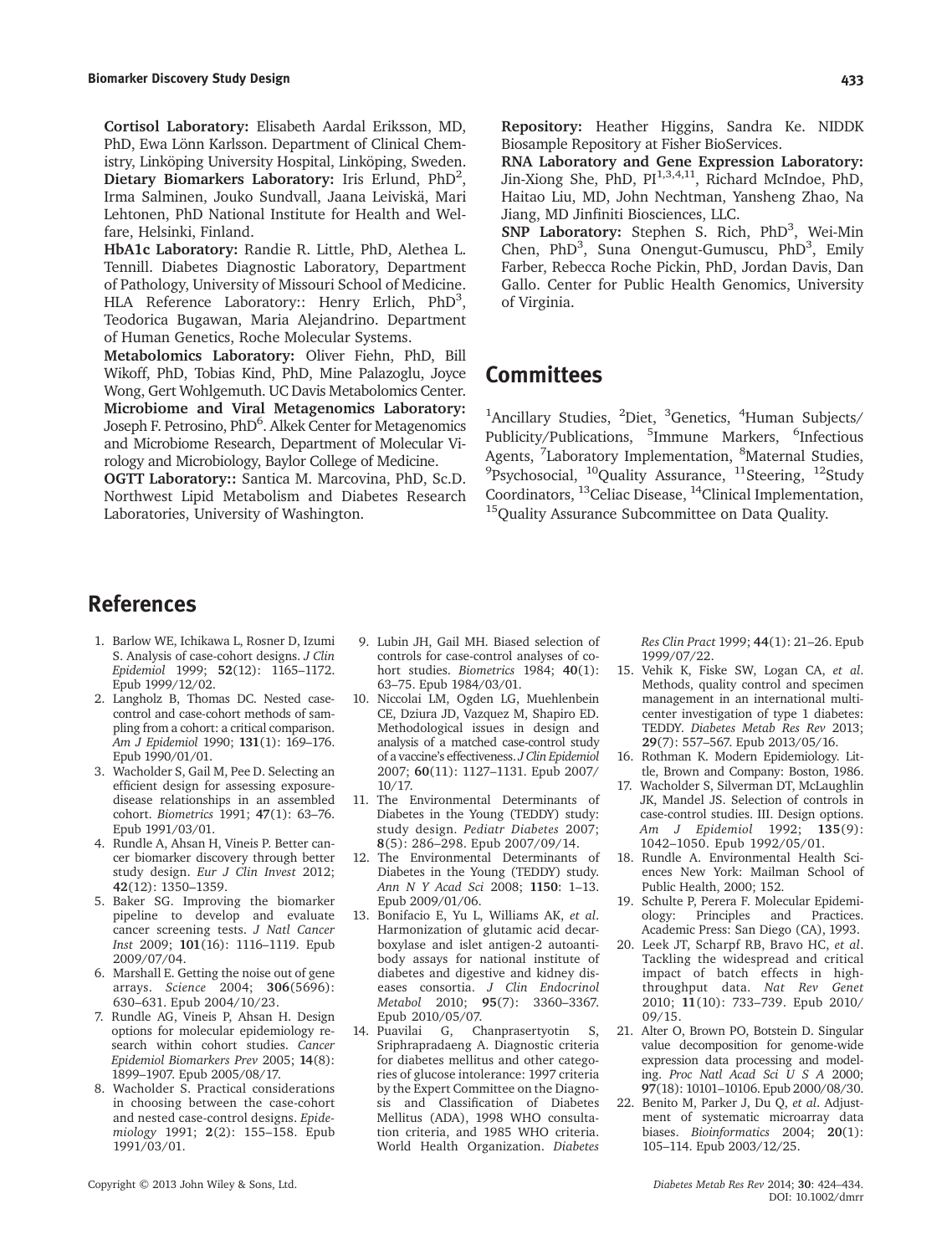**Cortisol Laboratory:** Elisabeth Aardal Eriksson, MD, PhD, Ewa Lönn Karlsson. Department of Clinical Chemistry, Linköping University Hospital, Linköping, Sweden.
**Dietary Biomarkers Laboratory:** Iris Erlund, PhD[2], Irma Salminen, Jouko Sundvall, Jaana Leiviskä, Mari Lehtonen, PhD National Institute for Health and Welfare, Helsinki, Finland.
**HbA1c Laboratory:** Randie R. Little, PhD, Alethea L. Tennill. Diabetes Diagnostic Laboratory, Department of Pathology, University of Missouri School of Medicine.
HLA Reference Laboratory:: Henry Erlich, PhD[3], Teodorica Bugawan, Maria Alejandrino. Department of Human Genetics, Roche Molecular Systems.
**Metabolomics Laboratory:** Oliver Fiehn, PhD, Bill Wikoff, PhD, Tobias Kind, PhD, Mine Palazoglu, Joyce Wong, Gert Wohlgemuth. UC Davis Metabolomics Center.
**Microbiome and Viral Metagenomics Laboratory:** Joseph F. Petrosino, PhD[6]. Alkek Center for Metagenomics and Microbiome Research, Department of Molecular Virology and Microbiology, Baylor College of Medicine.
**OGTT Laboratory::** Santica M. Marcovina, PhD, Sc.D. Northwest Lipid Metabolism and Diabetes Research Laboratories, University of Washington.
**Repository:** Heather Higgins, Sandra Ke. NIDDK Biosample Repository at Fisher BioServices.
**RNA Laboratory and Gene Expression Laboratory:** Jin-Xiong She, PhD, PI[1,3,4,11], Richard McIndoe, PhD, Haitao Liu, MD, John Nechtman, Yansheng Zhao, Na Jiang, MD Jinfiniti Biosciences, LLC.
**SNP Laboratory:** Stephen S. Rich, PhD[3], Wei-Min Chen, PhD[3], Suna Onengut-Gumuscu, PhD[3], Emily Farber, Rebecca Roche Pickin, PhD, Jordan Davis, Dan Gallo. Center for Public Health Genomics, University of Virginia.

## Committees

[1]Ancillary Studies, [2]Diet, [3]Genetics, [4]Human Subjects/ Publicity/Publications, [5]Immune Markers, [6]Infectious Agents, [7]Laboratory Implementation, [8]Maternal Studies, [9]Psychosocial, [10]Quality Assurance, [11]Steering, [12]Study Coordinators, [13]Celiac Disease, [14]Clinical Implementation, [15]Quality Assurance Subcommittee on Data Quality.

## References

1. Barlow WE, Ichikawa L, Rosner D, Izumi S. Analysis of case-cohort designs. *J Clin Epidemiol* 1999; **52**(12): 1165–1172. Epub 1999/12/02.
2. Langholz B, Thomas DC. Nested case-control and case-cohort methods of sampling from a cohort: a critical comparison. *Am J Epidemiol* 1990; **131**(1): 169–176. Epub 1990/01/01.
3. Wacholder S, Gail M, Pee D. Selecting an efficient design for assessing exposure-disease relationships in an assembled cohort. *Biometrics* 1991; **47**(1): 63–76. Epub 1991/03/01.
4. Rundle A, Ahsan H, Vineis P. Better cancer biomarker discovery through better study design. *Eur J Clin Invest* 2012; **42**(12): 1350–1359.
5. Baker SG. Improving the biomarker pipeline to develop and evaluate cancer screening tests. *J Natl Cancer Inst* 2009; **101**(16): 1116–1119. Epub 2009/07/04.
6. Marshall E. Getting the noise out of gene arrays. *Science* 2004; **306**(5696): 630–631. Epub 2004/10/23.
7. Rundle AG, Vineis P, Ahsan H. Design options for molecular epidemiology research within cohort studies. *Cancer Epidemiol Biomarkers Prev* 2005; **14**(8): 1899–1907. Epub 2005/08/17.
8. Wacholder S. Practical considerations in choosing between the case-cohort and nested case-control designs. *Epidemiology* 1991; **2**(2): 155–158. Epub 1991/03/01.
9. Lubin JH, Gail MH. Biased selection of controls for case-control analyses of cohort studies. *Biometrics* 1984; **40**(1): 63–75. Epub 1984/03/01.
10. Niccolai LM, Ogden LG, Muehlenbein CE, Dziura JD, Vazquez M, Shapiro ED. Methodological issues in design and analysis of a matched case-control study of a vaccine's effectiveness. *J Clin Epidemiol* 2007; **60**(11): 1127–1131. Epub 2007/10/17.
11. The Environmental Determinants of Diabetes in the Young (TEDDY) study: study design. *Pediatr Diabetes* 2007; **8**(5): 286–298. Epub 2007/09/14.
12. The Environmental Determinants of Diabetes in the Young (TEDDY) study. *Ann N Y Acad Sci* 2008; **1150**: 1–13. Epub 2009/01/06.
13. Bonifacio E, Yu L, Williams AK, *et al*. Harmonization of glutamic acid decarboxylase and islet antigen-2 autoantibody assays for national institute of diabetes and digestive and kidney diseases consortia. *J Clin Endocrinol Metabol* 2010; **95**(7): 3360–3367. Epub 2010/05/07.
14. Puavilai G, Chanprasertyotin S, Sriphrapradaeng A. Diagnostic criteria for diabetes mellitus and other categories of glucose intolerance: 1997 criteria by the Expert Committee on the Diagnosis and Classification of Diabetes Mellitus (ADA), 1998 WHO consultation criteria, and 1985 WHO criteria. World Health Organization. *Diabetes Res Clin Pract* 1999; **44**(1): 21–26. Epub 1999/07/22.
15. Vehik K, Fiske SW, Logan CA, *et al*. Methods, quality control and specimen management in an international multicenter investigation of type 1 diabetes: TEDDY. *Diabetes Metab Res Rev* 2013; **29**(7): 557–567. Epub 2013/05/16.
16. Rothman K. Modern Epidemiology. Little, Brown and Company: Boston, 1986.
17. Wacholder S, Silverman DT, McLaughlin JK, Mandel JS. Selection of controls in case-control studies. III. Design options. *Am J Epidemiol* 1992; **135**(9): 1042–1050. Epub 1992/05/01.
18. Rundle A. Environmental Health Sciences New York: Mailman School of Public Health, 2000; 152.
19. Schulte P, Perera F. Molecular Epidemiology: Principles and Practices. Academic Press: San Diego (CA), 1993.
20. Leek JT, Scharpf RB, Bravo HC, *et al*. Tackling the widespread and critical impact of batch effects in high-throughput data. *Nat Rev Genet* 2010; **11**(10): 733–739. Epub 2010/09/15.
21. Alter O, Brown PO, Botstein D. Singular value decomposition for genome-wide expression data processing and modeling. *Proc Natl Acad Sci U S A* 2000; **97**(18): 10101–10106. Epub 2000/08/30.
22. Benito M, Parker J, Du Q, *et al*. Adjustment of systematic microarray data biases. *Bioinformatics* 2004; **20**(1): 105–114. Epub 2003/12/25.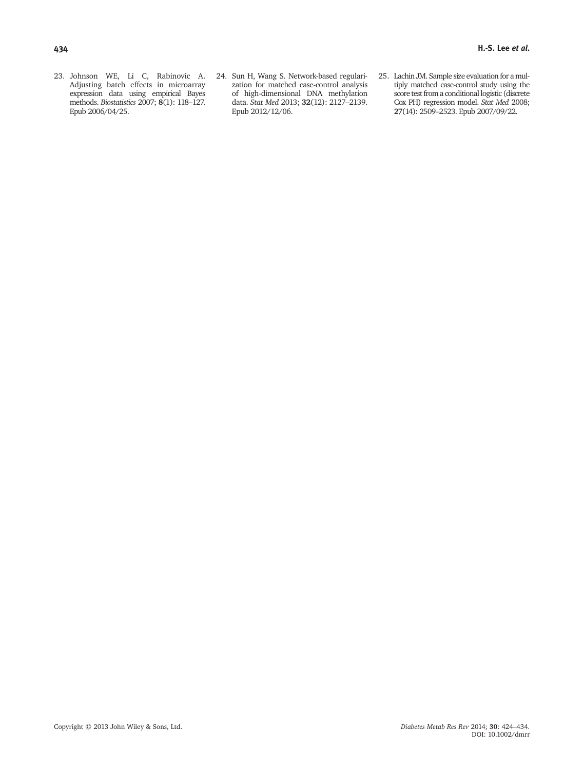23. Johnson WE, Li C, Rabinovic A. Adjusting batch effects in microarray expression data using empirical Bayes methods. *Biostatistics* 2007; **8**(1): 118–127. Epub 2006/04/25.

24. Sun H, Wang S. Network-based regularization for matched case-control analysis of high-dimensional DNA methylation data. *Stat Med* 2013; **32**(12): 2127–2139. Epub 2012/12/06.

25. Lachin JM. Sample size evaluation for a multiply matched case-control study using the score test from a conditional logistic (discrete Cox PH) regression model. *Stat Med* 2008; **27**(14): 2509–2523. Epub 2007/09/22.